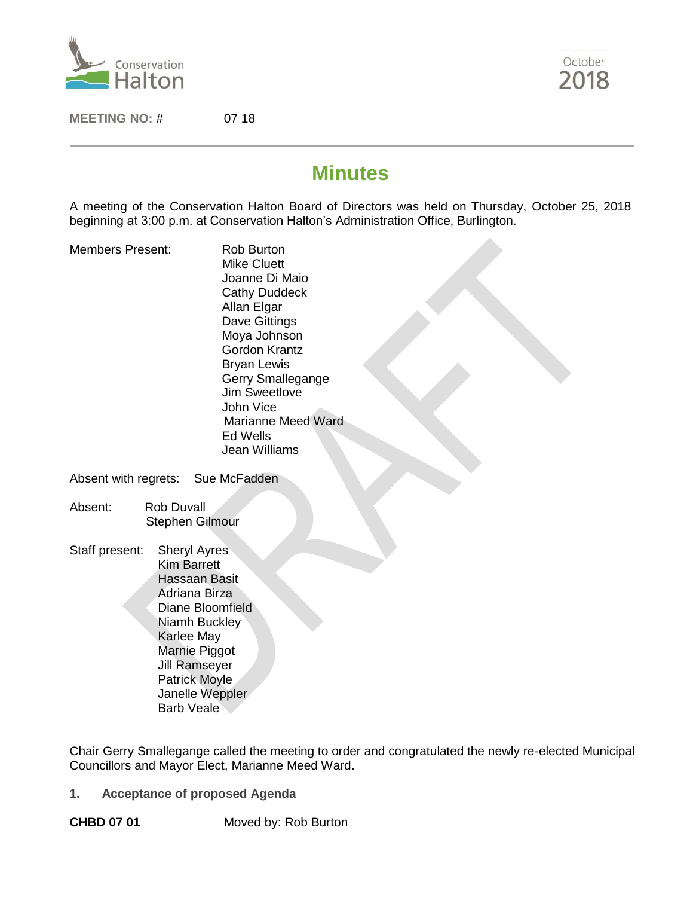Conservation Halton

October 2018

**MEETING NO: #** 07 18

# Minutes

A meeting of the Conservation Halton Board of Directors was held on Thursday, October 25, 2018 beginning at 3:00 p.m. at Conservation Halton's Administration Office, Burlington.

Members Present:
Rob Burton
Mike Cluett
Joanne Di Maio
Cathy Duddeck
Allan Elgar
Dave Gittings
Moya Johnson
Gordon Krantz
Bryan Lewis
Gerry Smallegange
Jim Sweetlove
John Vice
Marianne Meed Ward
Ed Wells
Jean Williams

Absent with regrets: Sue McFadden

Absent:
Rob Duvall
Stephen Gilmour

Staff present:
Sheryl Ayres
Kim Barrett
Hassaan Basit
Adriana Birza
Diane Bloomfield
Niamh Buckley
Karlee May
Marnie Piggot
Jill Ramseyer
Patrick Moyle
Janelle Weppler
Barb Veale

Chair Gerry Smallegange called the meeting to order and congratulated the newly re-elected Municipal Councillors and Mayor Elect, Marianne Meed Ward.

**1. Acceptance of proposed Agenda**

**CHBD 07 01** Moved by: Rob Burton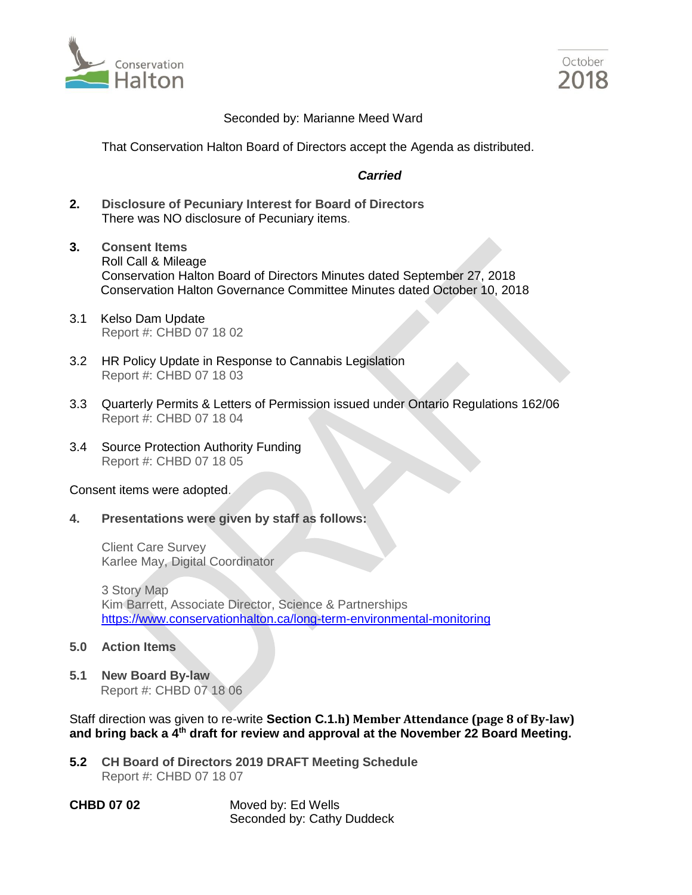Seconded by: Marianne Meed Ward

That Conservation Halton Board of Directors accept the Agenda as distributed.

***Carried***

**2. Disclosure of Pecuniary Interest for Board of Directors**
There was NO disclosure of Pecuniary items.

**3. Consent Items**
Roll Call & Mileage
Conservation Halton Board of Directors Minutes dated September 27, 2018
Conservation Halton Governance Committee Minutes dated October 10, 2018

3.1 Kelso Dam Update
Report #: CHBD 07 18 02

3.2 HR Policy Update in Response to Cannabis Legislation
Report #: CHBD 07 18 03

3.3 Quarterly Permits & Letters of Permission issued under Ontario Regulations 162/06
Report #: CHBD 07 18 04

3.4 Source Protection Authority Funding
Report #: CHBD 07 18 05

Consent items were adopted.

**4. Presentations were given by staff as follows:**

Client Care Survey
Karlee May, Digital Coordinator

3 Story Map
Kim Barrett, Associate Director, Science & Partnerships
https://www.conservationhalton.ca/long-term-environmental-monitoring

**5.0 Action Items**

**5.1 New Board By-law**
Report #: CHBD 07 18 06

Staff direction was given to re-write **Section C.1.h) Member Attendance (page 8 of By-law) and bring back a 4th draft for review and approval at the November 22 Board Meeting.**

**5.2 CH Board of Directors 2019 DRAFT Meeting Schedule**
Report #: CHBD 07 18 07

**CHBD 07 02** Moved by: Ed Wells
Seconded by: Cathy Duddeck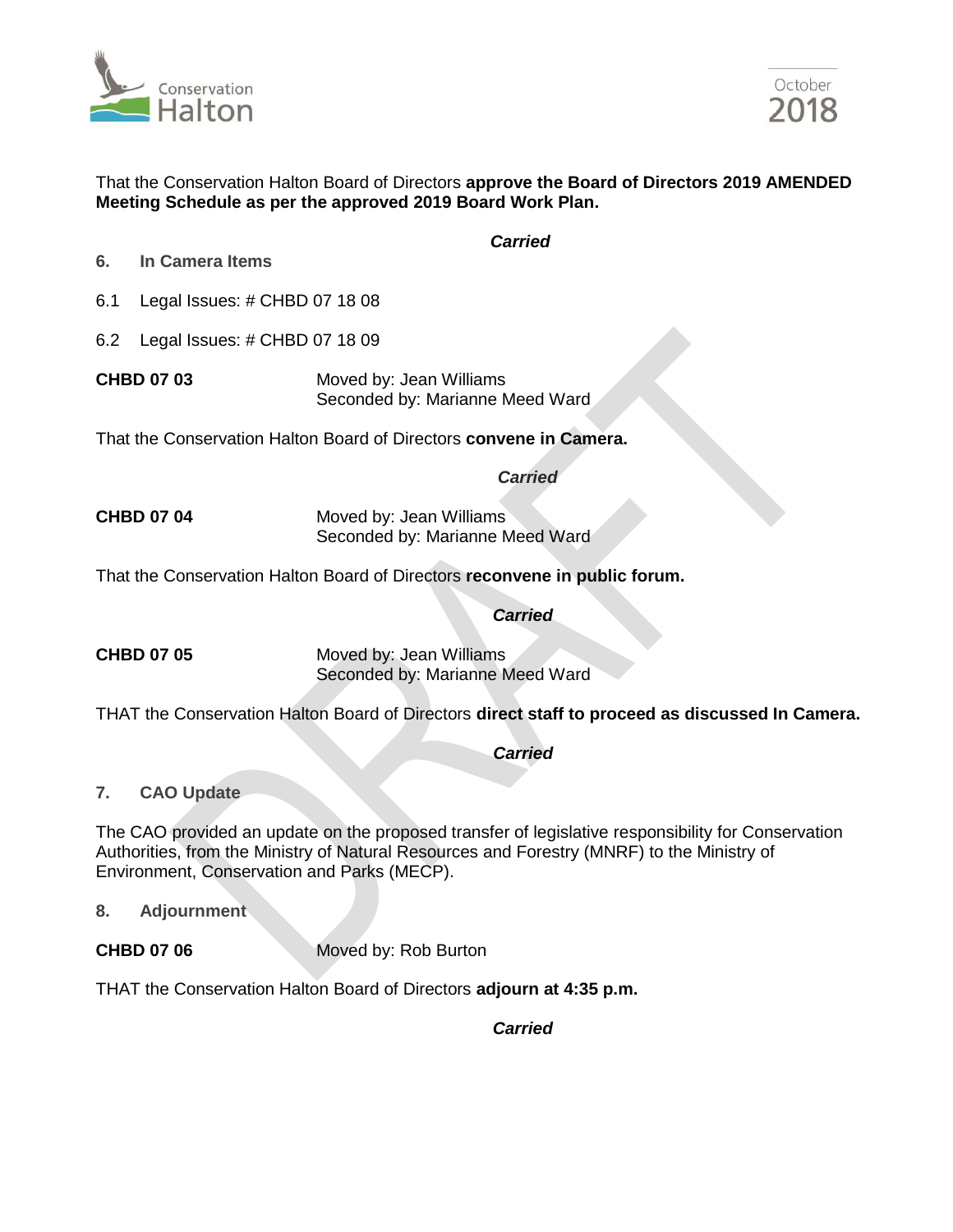That the Conservation Halton Board of Directors **approve the Board of Directors 2019 AMENDED Meeting Schedule as per the approved 2019 Board Work Plan.**

***Carried***

## 6. In Camera Items

6.1 Legal Issues: # CHBD 07 18 08

6.2 Legal Issues: # CHBD 07 18 09

**CHBD 07 03** Moved by: Jean Williams
Seconded by: Marianne Meed Ward

That the Conservation Halton Board of Directors **convene in Camera.**

***Carried***

**CHBD 07 04** Moved by: Jean Williams
Seconded by: Marianne Meed Ward

That the Conservation Halton Board of Directors **reconvene in public forum.**

***Carried***

**CHBD 07 05** Moved by: Jean Williams
Seconded by: Marianne Meed Ward

THAT the Conservation Halton Board of Directors **direct staff to proceed as discussed In Camera.**

***Carried***

## 7. CAO Update

The CAO provided an update on the proposed transfer of legislative responsibility for Conservation Authorities, from the Ministry of Natural Resources and Forestry (MNRF) to the Ministry of Environment, Conservation and Parks (MECP).

## 8. Adjournment

**CHBD 07 06** Moved by: Rob Burton

THAT the Conservation Halton Board of Directors **adjourn at 4:35 p.m.**

***Carried***